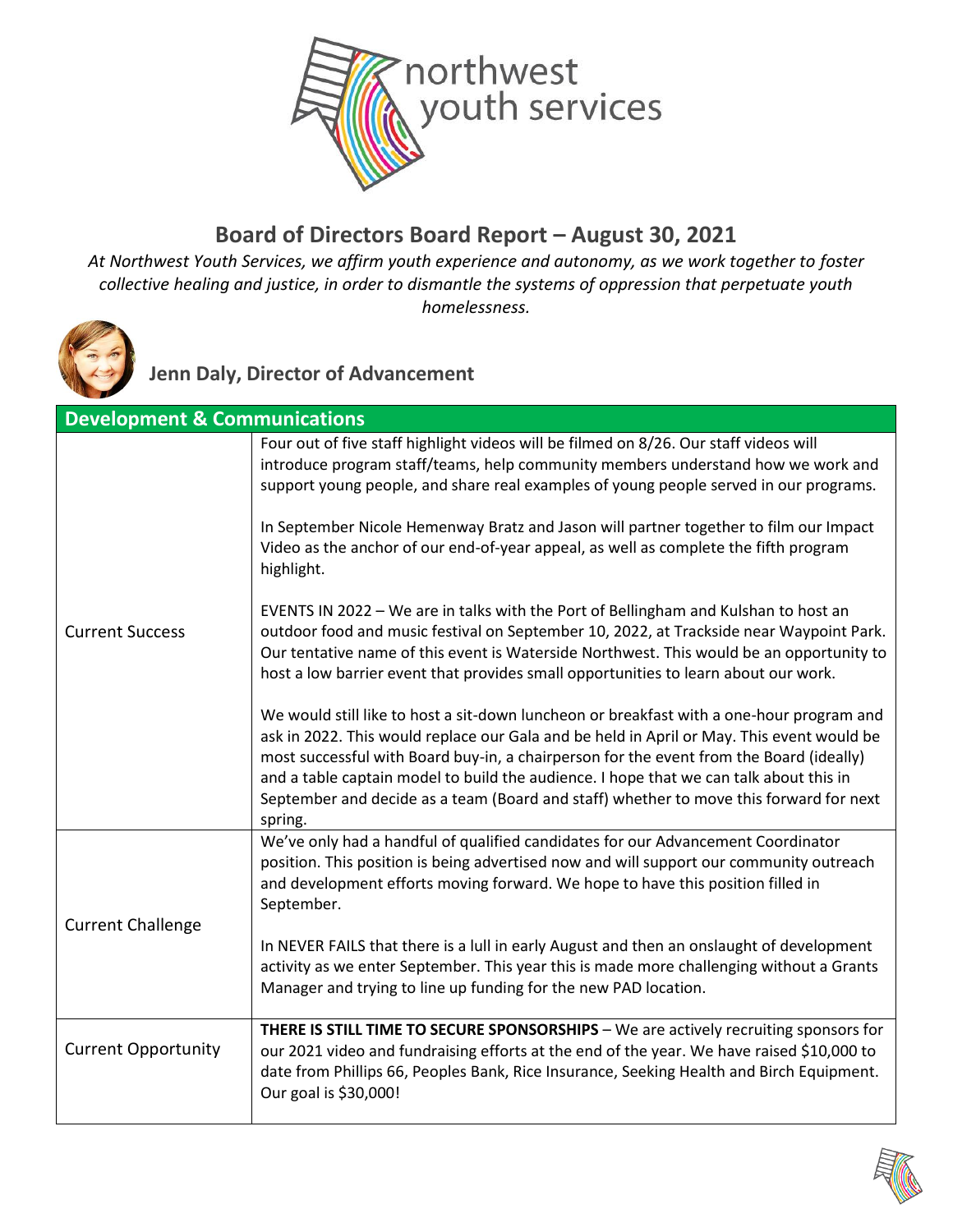northwest youth services

# Board of Directors Board Report – August 30, 2021

*At Northwest Youth Services, we affirm youth experience and autonomy, as we work together to foster collective healing and justice, in order to dismantle the systems of oppression that perpetuate youth homelessness.*

## Jenn Daly, Director of Advancement

| Development & Communications | |
|---|---|
| Current Success | Four out of five staff highlight videos will be filmed on 8/26. Our staff videos will introduce program staff/teams, help community members understand how we work and support young people, and share real examples of young people served in our programs.<br><br>In September Nicole Hemenway Bratz and Jason will partner together to film our Impact Video as the anchor of our end-of-year appeal, as well as complete the fifth program highlight.<br><br>EVENTS IN 2022 – We are in talks with the Port of Bellingham and Kulshan to host an outdoor food and music festival on September 10, 2022, at Trackside near Waypoint Park. Our tentative name of this event is Waterside Northwest. This would be an opportunity to host a low barrier event that provides small opportunities to learn about our work.<br><br>We would still like to host a sit-down luncheon or breakfast with a one-hour program and ask in 2022. This would replace our Gala and be held in April or May. This event would be most successful with Board buy-in, a chairperson for the event from the Board (ideally) and a table captain model to build the audience. I hope that we can talk about this in September and decide as a team (Board and staff) whether to move this forward for next spring. |
| Current Challenge | We've only had a handful of qualified candidates for our Advancement Coordinator position. This position is being advertised now and will support our community outreach and development efforts moving forward. We hope to have this position filled in September.<br><br>In NEVER FAILS that there is a lull in early August and then an onslaught of development activity as we enter September. This year this is made more challenging without a Grants Manager and trying to line up funding for the new PAD location. |
| Current Opportunity | **THERE IS STILL TIME TO SECURE SPONSORSHIPS** – We are actively recruiting sponsors for our 2021 video and fundraising efforts at the end of the year. We have raised $10,000 to date from Phillips 66, Peoples Bank, Rice Insurance, Seeking Health and Birch Equipment. Our goal is $30,000! |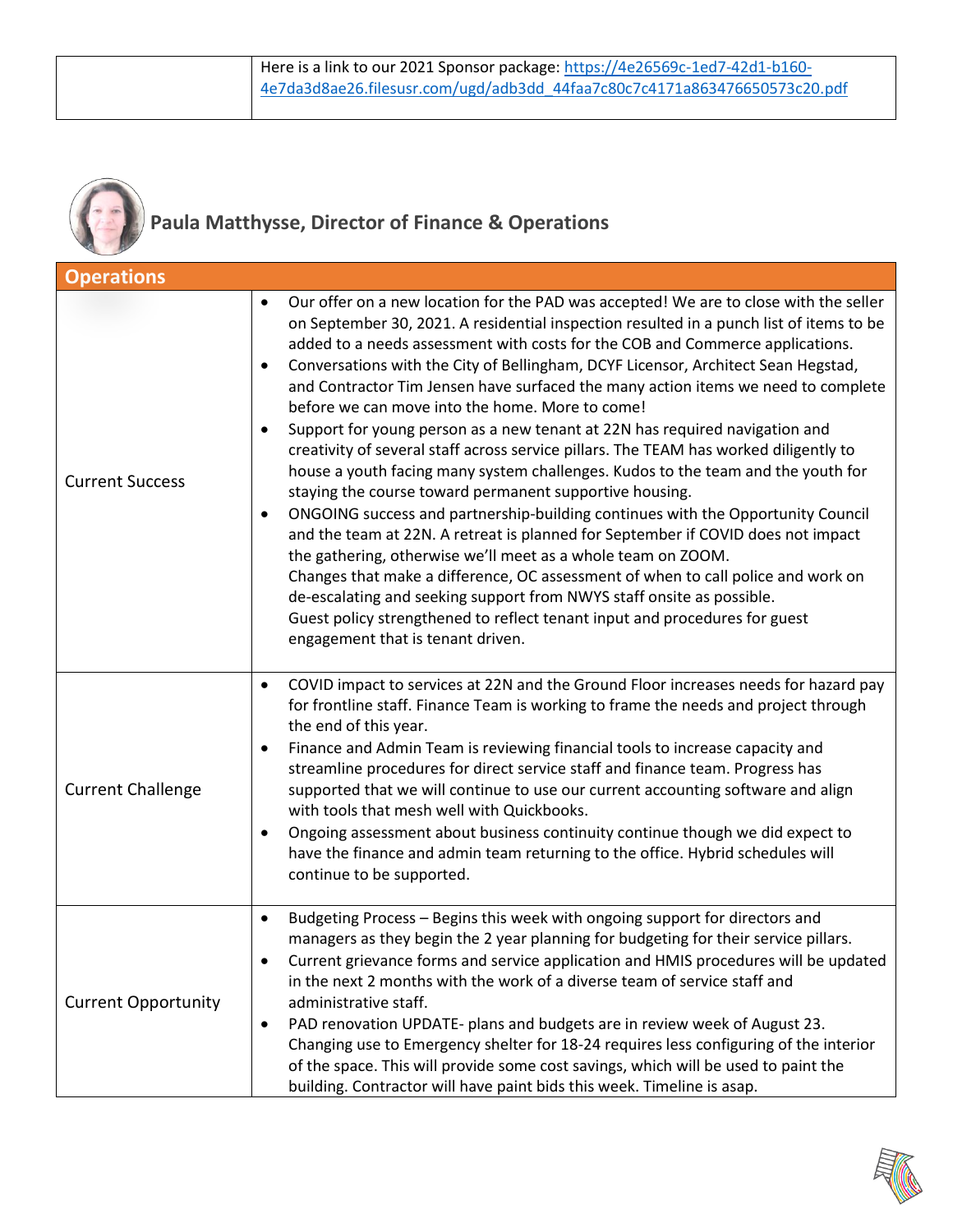| | Here is a link to our 2021 Sponsor package: https://4e26569c-1ed7-42d1-b160-4e7da3d8ae26.filesusr.com/ugd/adb3dd_44faa7c80c7c4171a863476650573c20.pdf |
|---|---|

## Paula Matthysse, Director of Finance & Operations

| Operations | |
|---|---|
| Current Success | • Our offer on a new location for the PAD was accepted! We are to close with the seller on September 30, 2021. A residential inspection resulted in a punch list of items to be added to a needs assessment with costs for the COB and Commerce applications.<br>• Conversations with the City of Bellingham, DCYF Licensor, Architect Sean Hegstad, and Contractor Tim Jensen have surfaced the many action items we need to complete before we can move into the home. More to come!<br>• Support for young person as a new tenant at 22N has required navigation and creativity of several staff across service pillars. The TEAM has worked diligently to house a youth facing many system challenges. Kudos to the team and the youth for staying the course toward permanent supportive housing.<br>• ONGOING success and partnership-building continues with the Opportunity Council and the team at 22N. A retreat is planned for September if COVID does not impact the gathering, otherwise we'll meet as a whole team on ZOOM.<br>Changes that make a difference, OC assessment of when to call police and work on de-escalating and seeking support from NWYS staff onsite as possible.<br>Guest policy strengthened to reflect tenant input and procedures for guest engagement that is tenant driven. |
| Current Challenge | • COVID impact to services at 22N and the Ground Floor increases needs for hazard pay for frontline staff. Finance Team is working to frame the needs and project through the end of this year.<br>• Finance and Admin Team is reviewing financial tools to increase capacity and streamline procedures for direct service staff and finance team. Progress has supported that we will continue to use our current accounting software and align with tools that mesh well with Quickbooks.<br>• Ongoing assessment about business continuity continue though we did expect to have the finance and admin team returning to the office. Hybrid schedules will continue to be supported. |
| Current Opportunity | • Budgeting Process – Begins this week with ongoing support for directors and managers as they begin the 2 year planning for budgeting for their service pillars.<br>• Current grievance forms and service application and HMIS procedures will be updated in the next 2 months with the work of a diverse team of service staff and administrative staff.<br>• PAD renovation UPDATE- plans and budgets are in review week of August 23. Changing use to Emergency shelter for 18-24 requires less configuring of the interior of the space. This will provide some cost savings, which will be used to paint the building. Contractor will have paint bids this week. Timeline is asap. |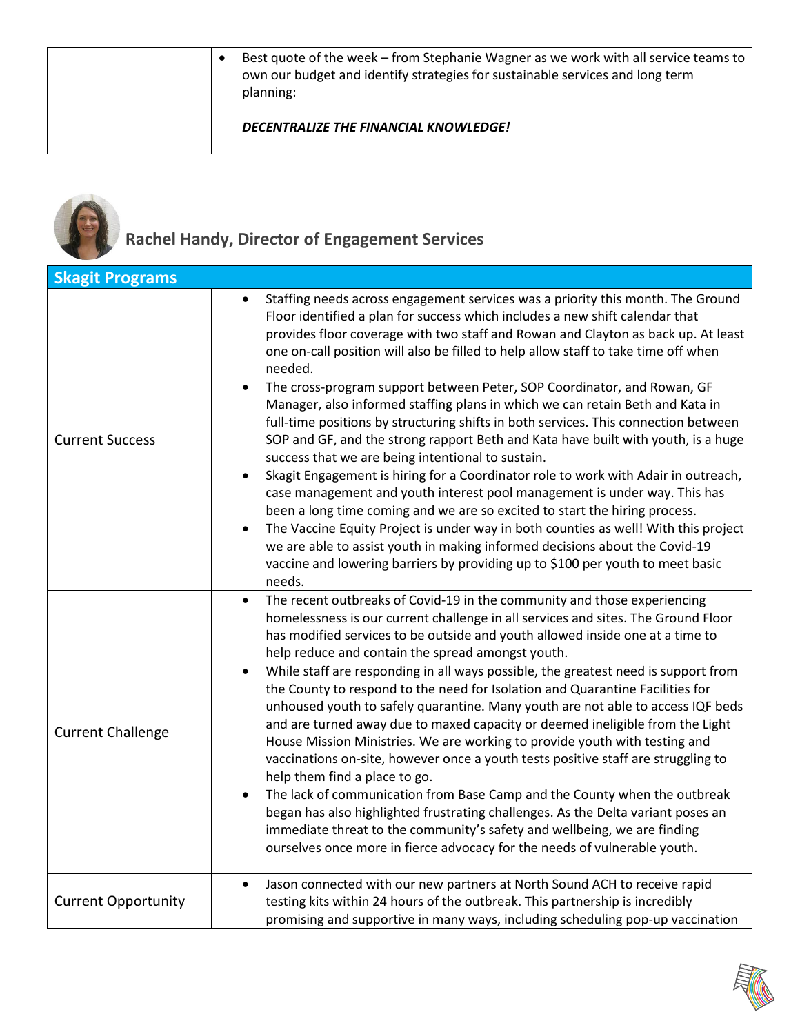| | |
|---|---|
| | • Best quote of the week – from Stephanie Wagner as we work with all service teams to own our budget and identify strategies for sustainable services and long term planning:<br><br>***DECENTRALIZE THE FINANCIAL KNOWLEDGE!*** |

## Rachel Handy, Director of Engagement Services

| Skagit Programs | |
|---|---|
| Current Success | • Staffing needs across engagement services was a priority this month. The Ground Floor identified a plan for success which includes a new shift calendar that provides floor coverage with two staff and Rowan and Clayton as back up. At least one on-call position will also be filled to help allow staff to take time off when needed.<br>• The cross-program support between Peter, SOP Coordinator, and Rowan, GF Manager, also informed staffing plans in which we can retain Beth and Kata in full-time positions by structuring shifts in both services. This connection between SOP and GF, and the strong rapport Beth and Kata have built with youth, is a huge success that we are being intentional to sustain.<br>• Skagit Engagement is hiring for a Coordinator role to work with Adair in outreach, case management and youth interest pool management is under way. This has been a long time coming and we are so excited to start the hiring process.<br>• The Vaccine Equity Project is under way in both counties as well! With this project we are able to assist youth in making informed decisions about the Covid-19 vaccine and lowering barriers by providing up to $100 per youth to meet basic needs. |
| Current Challenge | • The recent outbreaks of Covid-19 in the community and those experiencing homelessness is our current challenge in all services and sites. The Ground Floor has modified services to be outside and youth allowed inside one at a time to help reduce and contain the spread amongst youth.<br>• While staff are responding in all ways possible, the greatest need is support from the County to respond to the need for Isolation and Quarantine Facilities for unhoused youth to safely quarantine. Many youth are not able to access IQF beds and are turned away due to maxed capacity or deemed ineligible from the Light House Mission Ministries. We are working to provide youth with testing and vaccinations on-site, however once a youth tests positive staff are struggling to help them find a place to go.<br>• The lack of communication from Base Camp and the County when the outbreak began has also highlighted frustrating challenges. As the Delta variant poses an immediate threat to the community's safety and wellbeing, we are finding ourselves once more in fierce advocacy for the needs of vulnerable youth. |
| Current Opportunity | • Jason connected with our new partners at North Sound ACH to receive rapid testing kits within 24 hours of the outbreak. This partnership is incredibly promising and supportive in many ways, including scheduling pop-up vaccination |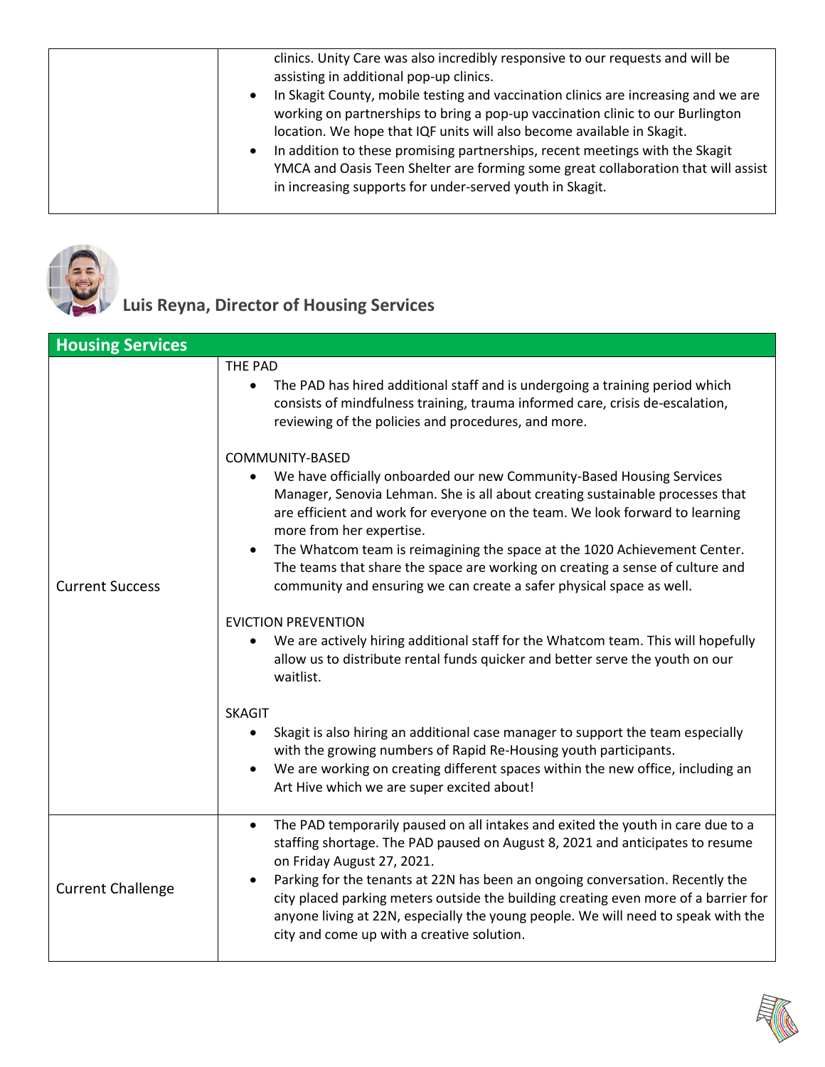| | |
|---|---|
| | clinics. Unity Care was also incredibly responsive to our requests and will be assisting in additional pop-up clinics.<br>• In Skagit County, mobile testing and vaccination clinics are increasing and we are working on partnerships to bring a pop-up vaccination clinic to our Burlington location. We hope that IQF units will also become available in Skagit.<br>• In addition to these promising partnerships, recent meetings with the Skagit YMCA and Oasis Teen Shelter are forming some great collaboration that will assist in increasing supports for under-served youth in Skagit. |

## Luis Reyna, Director of Housing Services

| Housing Services | |
|---|---|
| Current Success | THE PAD<br>• The PAD has hired additional staff and is undergoing a training period which consists of mindfulness training, trauma informed care, crisis de-escalation, reviewing of the policies and procedures, and more.<br><br>COMMUNITY-BASED<br>• We have officially onboarded our new Community-Based Housing Services Manager, Senovia Lehman. She is all about creating sustainable processes that are efficient and work for everyone on the team. We look forward to learning more from her expertise.<br>• The Whatcom team is reimagining the space at the 1020 Achievement Center. The teams that share the space are working on creating a sense of culture and community and ensuring we can create a safer physical space as well.<br><br>EVICTION PREVENTION<br>• We are actively hiring additional staff for the Whatcom team. This will hopefully allow us to distribute rental funds quicker and better serve the youth on our waitlist.<br><br>SKAGIT<br>• Skagit is also hiring an additional case manager to support the team especially with the growing numbers of Rapid Re-Housing youth participants.<br>• We are working on creating different spaces within the new office, including an Art Hive which we are super excited about! |
| Current Challenge | • The PAD temporarily paused on all intakes and exited the youth in care due to a staffing shortage. The PAD paused on August 8, 2021 and anticipates to resume on Friday August 27, 2021.<br>• Parking for the tenants at 22N has been an ongoing conversation. Recently the city placed parking meters outside the building creating even more of a barrier for anyone living at 22N, especially the young people. We will need to speak with the city and come up with a creative solution. |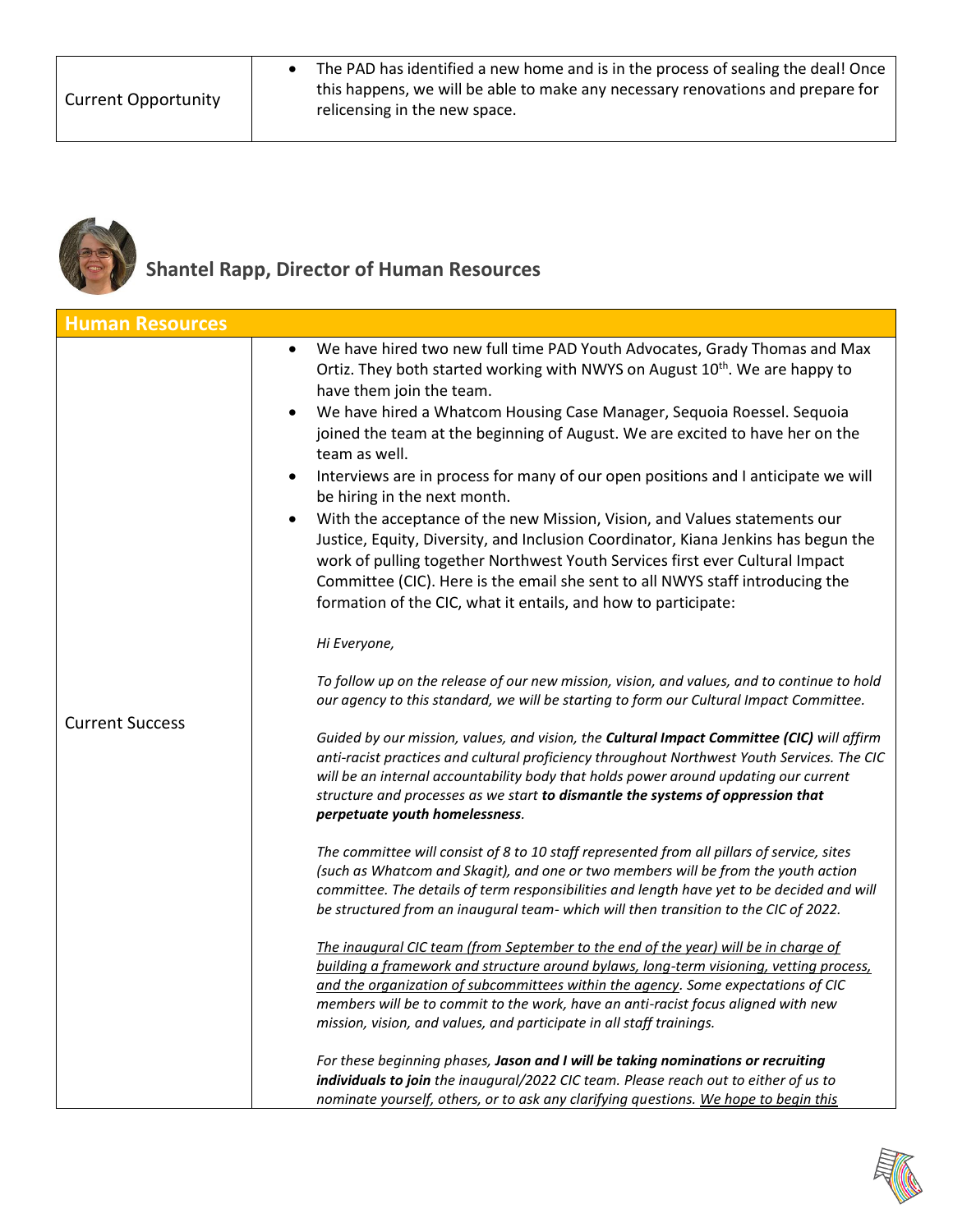| Current Opportunity | • The PAD has identified a new home and is in the process of sealing the deal! Once this happens, we will be able to make any necessary renovations and prepare for relicensing in the new space. |
|---|---|

## Shantel Rapp, Director of Human Resources

| Human Resources | |
|---|---|
| Current Success | • We have hired two new full time PAD Youth Advocates, Grady Thomas and Max Ortiz. They both started working with NWYS on August 10th. We are happy to have them join the team.<br>• We have hired a Whatcom Housing Case Manager, Sequoia Roessel. Sequoia joined the team at the beginning of August. We are excited to have her on the team as well.<br>• Interviews are in process for many of our open positions and I anticipate we will be hiring in the next month.<br>• With the acceptance of the new Mission, Vision, and Values statements our Justice, Equity, Diversity, and Inclusion Coordinator, Kiana Jenkins has begun the work of pulling together Northwest Youth Services first ever Cultural Impact Committee (CIC). Here is the email she sent to all NWYS staff introducing the formation of the CIC, what it entails, and how to participate:<br><br>*Hi Everyone,*<br><br>*To follow up on the release of our new mission, vision, and values, and to continue to hold our agency to this standard, we will be starting to form our Cultural Impact Committee.*<br><br>*Guided by our mission, values, and vision, the **Cultural Impact Committee (CIC)** will affirm anti-racist practices and cultural proficiency throughout Northwest Youth Services. The CIC will be an internal accountability body that holds power around updating our current structure and processes as we start **to dismantle the systems of oppression that perpetuate youth homelessness**.*<br><br>*The committee will consist of 8 to 10 staff represented from all pillars of service, sites (such as Whatcom and Skagit), and one or two members will be from the youth action committee. The details of term responsibilities and length have yet to be decided and will be structured from an inaugural team- which will then transition to the CIC of 2022.*<br><br>*<u>The inaugural CIC team (from September to the end of the year) will be in charge of building a framework and structure around bylaws, long-term visioning, vetting process, and the organization of subcommittees within the agency</u>. Some expectations of CIC members will be to commit to the work, have an anti-racist focus aligned with new mission, vision, and values, and participate in all staff trainings.*<br><br>*For these beginning phases, **Jason and I will be taking nominations or recruiting individuals to join** the inaugural/2022 CIC team. Please reach out to either of us to nominate yourself, others, or to ask any clarifying questions. <u>We hope to begin this</u>* |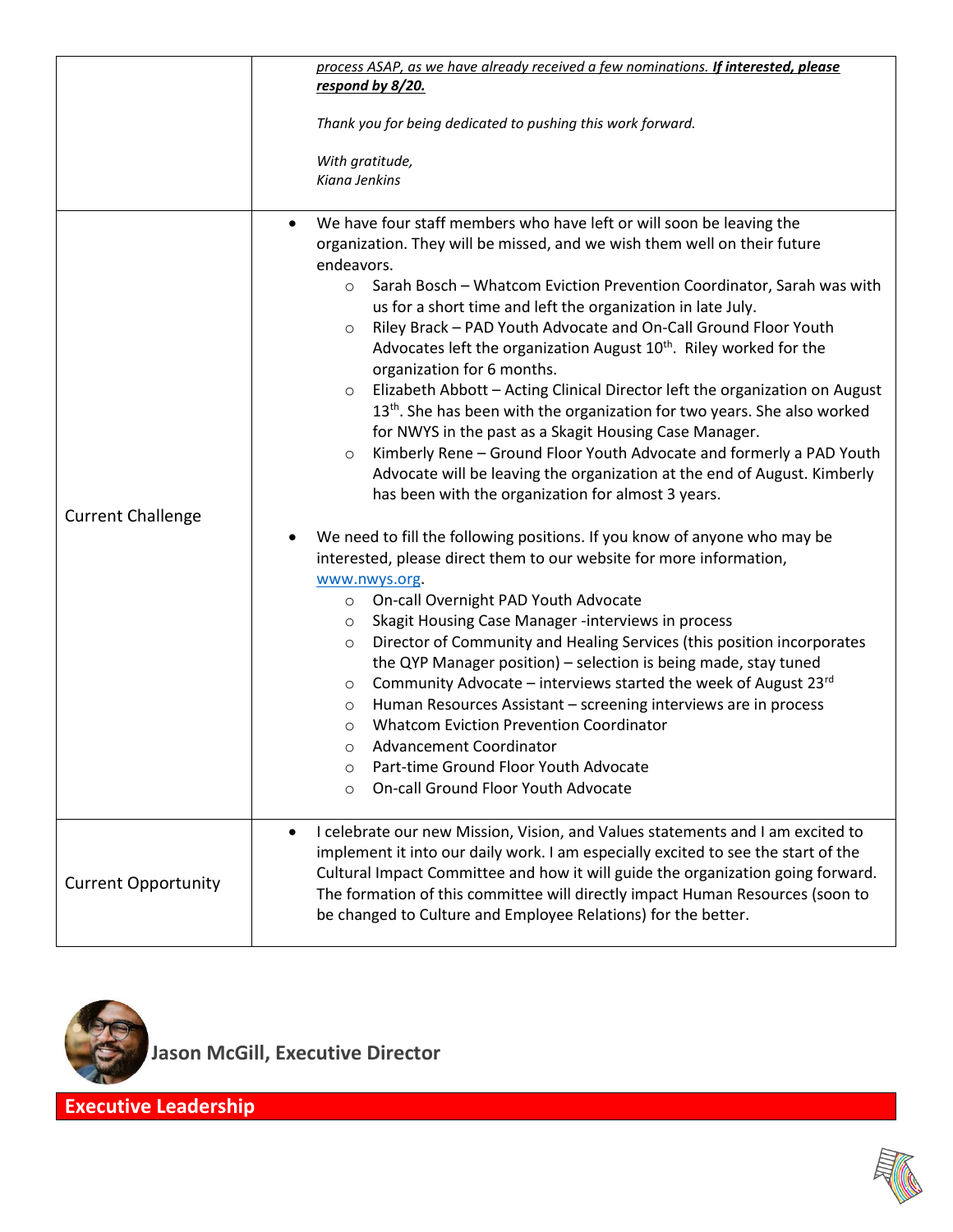| | |
|---|---|
| | <u>*process ASAP, as we have already received a few nominations.*</u> <u>***If interested, please respond by 8/20.***</u><br><br>*Thank you for being dedicated to pushing this work forward.*<br><br>*With gratitude,*<br>*Kiana Jenkins* |
| Current Challenge | • We have four staff members who have left or will soon be leaving the organization. They will be missed, and we wish them well on their future endeavors.<br>  ○ Sarah Bosch – Whatcom Eviction Prevention Coordinator, Sarah was with us for a short time and left the organization in late July.<br>  ○ Riley Brack – PAD Youth Advocate and On-Call Ground Floor Youth Advocates left the organization August 10th. Riley worked for the organization for 6 months.<br>  ○ Elizabeth Abbott – Acting Clinical Director left the organization on August 13th. She has been with the organization for two years. She also worked for NWYS in the past as a Skagit Housing Case Manager.<br>  ○ Kimberly Rene – Ground Floor Youth Advocate and formerly a PAD Youth Advocate will be leaving the organization at the end of August. Kimberly has been with the organization for almost 3 years.<br><br>• We need to fill the following positions. If you know of anyone who may be interested, please direct them to our website for more information, www.nwys.org.<br>  ○ On-call Overnight PAD Youth Advocate<br>  ○ Skagit Housing Case Manager -interviews in process<br>  ○ Director of Community and Healing Services (this position incorporates the QYP Manager position) – selection is being made, stay tuned<br>  ○ Community Advocate – interviews started the week of August 23rd<br>  ○ Human Resources Assistant – screening interviews are in process<br>  ○ Whatcom Eviction Prevention Coordinator<br>  ○ Advancement Coordinator<br>  ○ Part-time Ground Floor Youth Advocate<br>  ○ On-call Ground Floor Youth Advocate |
| Current Opportunity | • I celebrate our new Mission, Vision, and Values statements and I am excited to implement it into our daily work. I am especially excited to see the start of the Cultural Impact Committee and how it will guide the organization going forward. The formation of this committee will directly impact Human Resources (soon to be changed to Culture and Employee Relations) for the better. |

**Jason McGill, Executive Director**

## Executive Leadership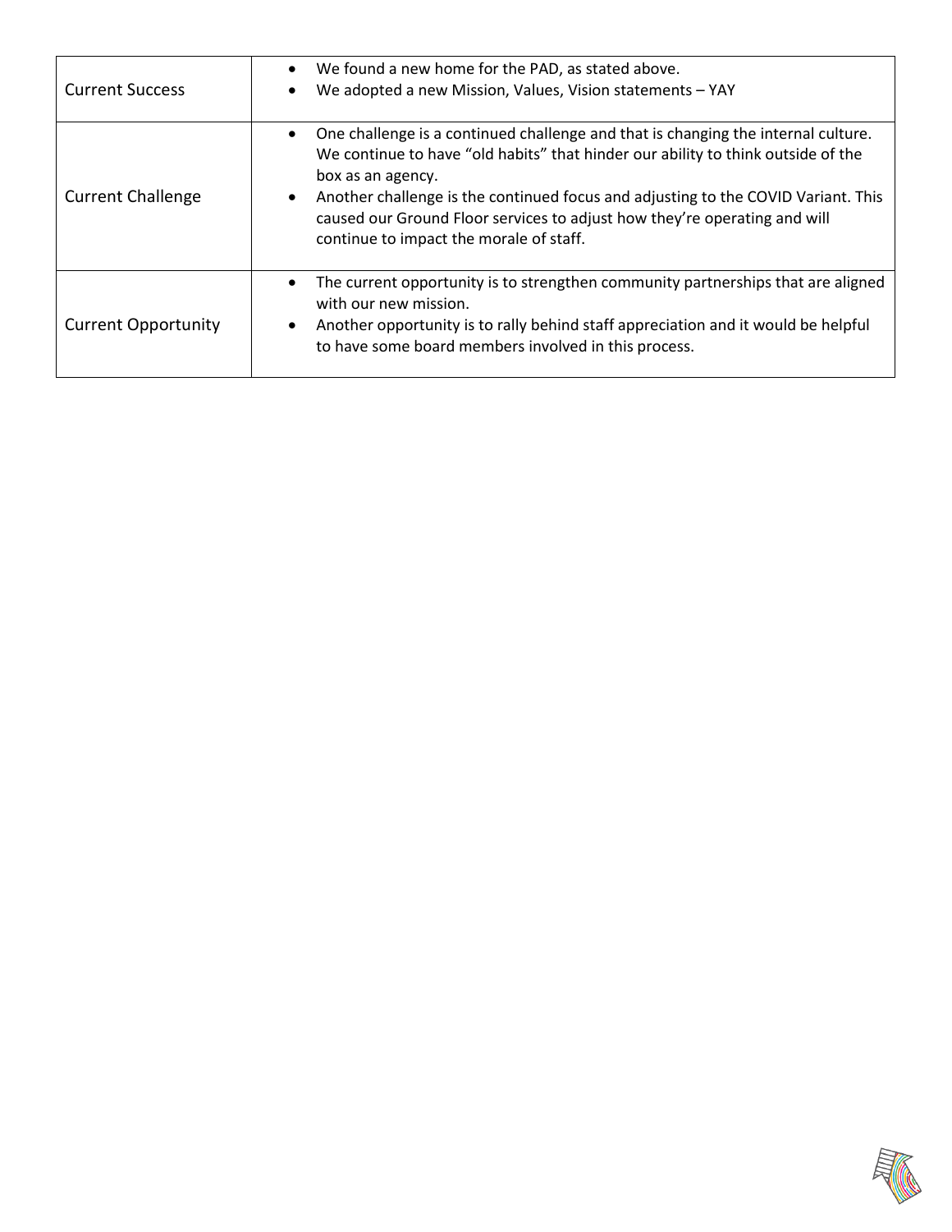| | |
|---|---|
| Current Success | • We found a new home for the PAD, as stated above.<br>• We adopted a new Mission, Values, Vision statements – YAY |
| Current Challenge | • One challenge is a continued challenge and that is changing the internal culture. We continue to have "old habits" that hinder our ability to think outside of the box as an agency.<br>• Another challenge is the continued focus and adjusting to the COVID Variant. This caused our Ground Floor services to adjust how they're operating and will continue to impact the morale of staff. |
| Current Opportunity | • The current opportunity is to strengthen community partnerships that are aligned with our new mission.<br>• Another opportunity is to rally behind staff appreciation and it would be helpful to have some board members involved in this process. |